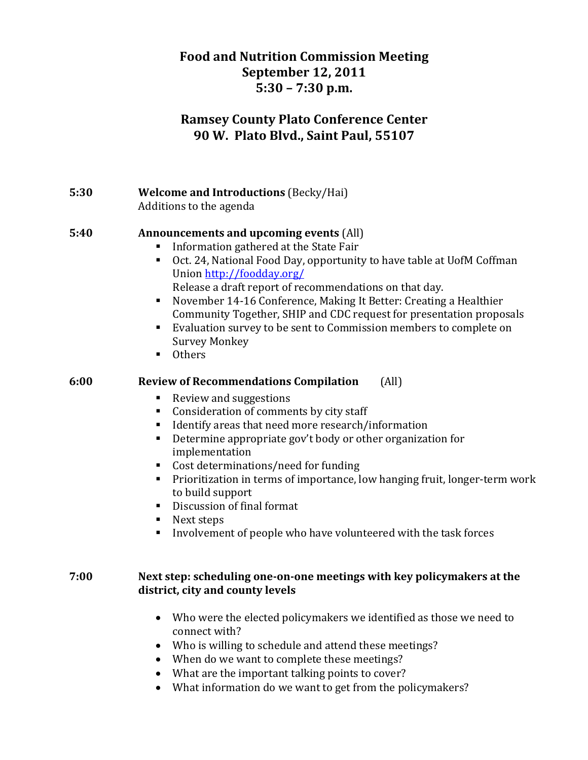# Food and Nutrition Commission Meeting
## September 12, 2011
## 5:30 – 7:30 p.m.

## Ramsey County Plato Conference Center
## 90 W. Plato Blvd., Saint Paul, 55107

**5:30** **Welcome and Introductions** (Becky/Hai)
Additions to the agenda

**5:40** **Announcements and upcoming events** (All)

- Information gathered at the State Fair
- Oct. 24, National Food Day, opportunity to have table at UofM Coffman Union http://foodday.org/
  Release a draft report of recommendations on that day.
- November 14-16 Conference, Making It Better: Creating a Healthier Community Together, SHIP and CDC request for presentation proposals
- Evaluation survey to be sent to Commission members to complete on Survey Monkey
- Others

**6:00** **Review of Recommendations Compilation** (All)

- Review and suggestions
- Consideration of comments by city staff
- Identify areas that need more research/information
- Determine appropriate gov't body or other organization for implementation
- Cost determinations/need for funding
- Prioritization in terms of importance, low hanging fruit, longer-term work to build support
- Discussion of final format
- Next steps
- Involvement of people who have volunteered with the task forces

**7:00** **Next step: scheduling one-on-one meetings with key policymakers at the district, city and county levels**

- Who were the elected policymakers we identified as those we need to connect with?
- Who is willing to schedule and attend these meetings?
- When do we want to complete these meetings?
- What are the important talking points to cover?
- What information do we want to get from the policymakers?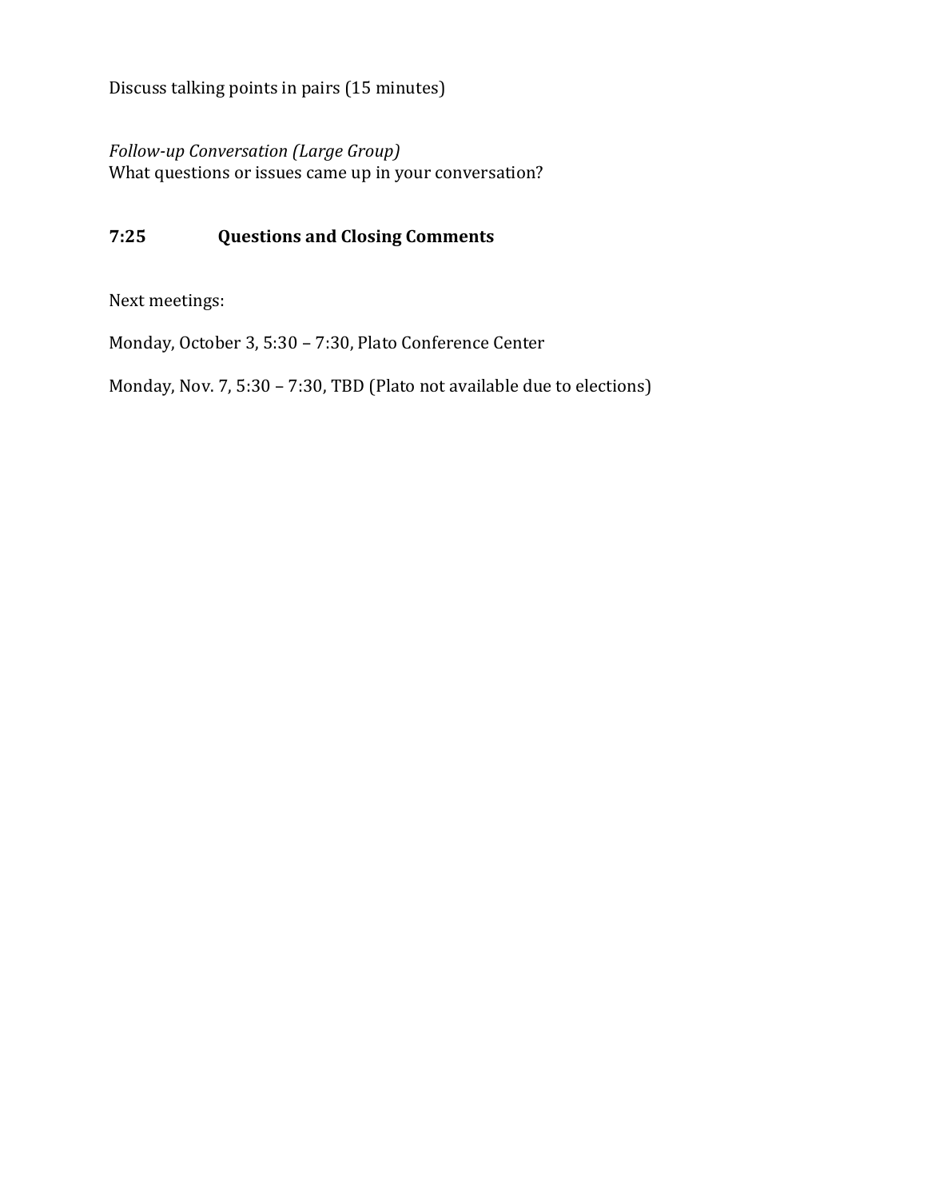Discuss talking points in pairs (15 minutes)

*Follow-up Conversation (Large Group)*
What questions or issues came up in your conversation?

**7:25 Questions and Closing Comments**

Next meetings:

Monday, October 3, 5:30 – 7:30, Plato Conference Center

Monday, Nov. 7, 5:30 – 7:30, TBD (Plato not available due to elections)